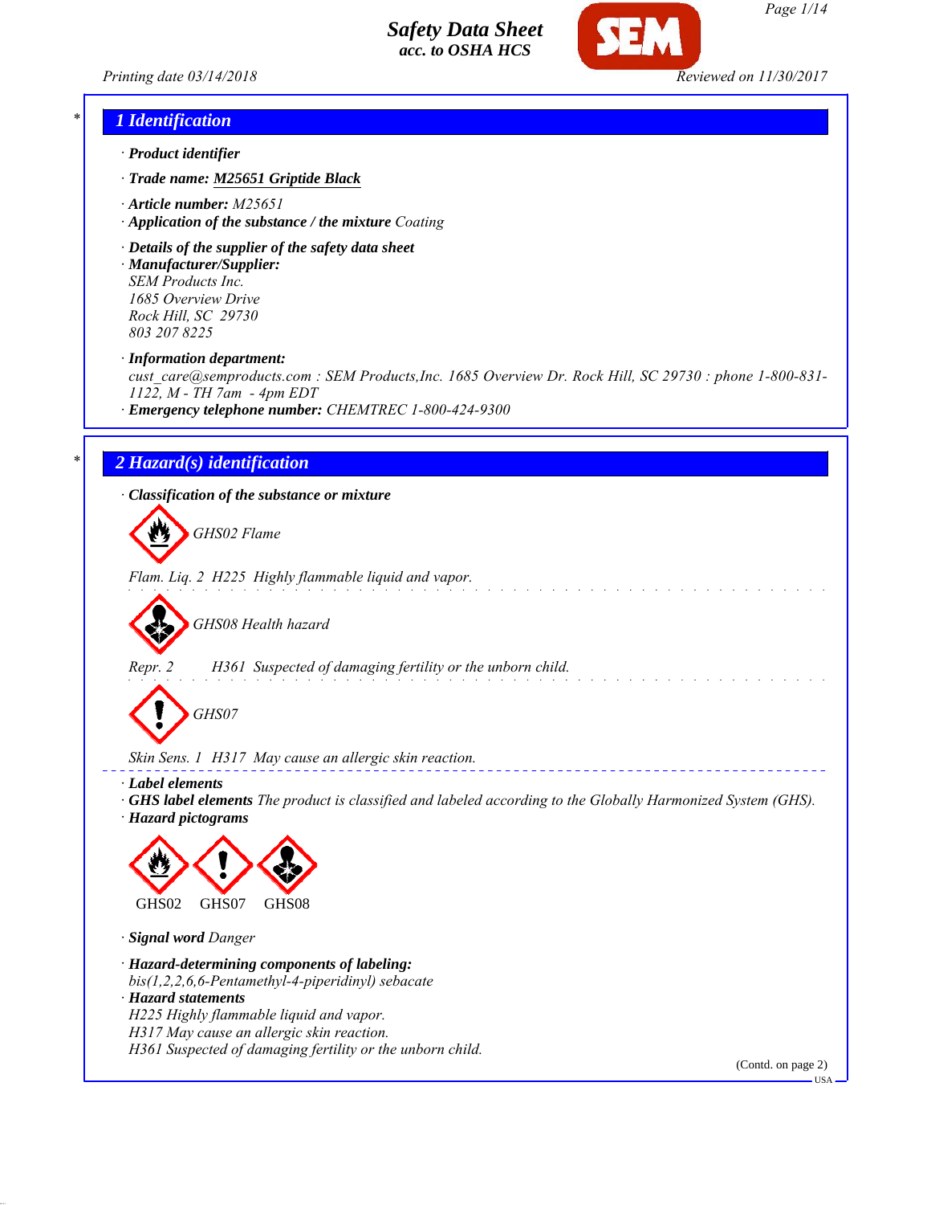# Safety Data Sheet
*acc. to OSHA HCS*

Printing date 03/14/2018 Reviewed on 11/30/2017

## * 1 Identification

· **Product identifier**

· **Trade name:** **M25651 Griptide Black**

· **Article number:** M25651

· **Application of the substance / the mixture** Coating

· **Details of the supplier of the safety data sheet**

· **Manufacturer/Supplier:**
SEM Products Inc.
1685 Overview Drive
Rock Hill, SC 29730
803 207 8225

· **Information department:**
cust_care@semproducts.com : SEM Products,Inc. 1685 Overview Dr. Rock Hill, SC 29730 : phone 1-800-831-1122, M - TH 7am - 4pm EDT

· **Emergency telephone number:** CHEMTREC 1-800-424-9300

## * 2 Hazard(s) identification

· **Classification of the substance or mixture**

GHS02 Flame

Flam. Liq. 2 H225 Highly flammable liquid and vapor.

GHS08 Health hazard

Repr. 2 H361 Suspected of damaging fertility or the unborn child.

GHS07

Skin Sens. 1 H317 May cause an allergic skin reaction.

· **Label elements**

· **GHS label elements** The product is classified and labeled according to the Globally Harmonized System (GHS).

· **Hazard pictograms**

GHS02 GHS07 GHS08

· **Signal word** Danger

· **Hazard-determining components of labeling:**
bis(1,2,2,6,6-Pentamethyl-4-piperidinyl) sebacate

· **Hazard statements**
H225 Highly flammable liquid and vapor.
H317 May cause an allergic skin reaction.
H361 Suspected of damaging fertility or the unborn child.

(Contd. on page 2)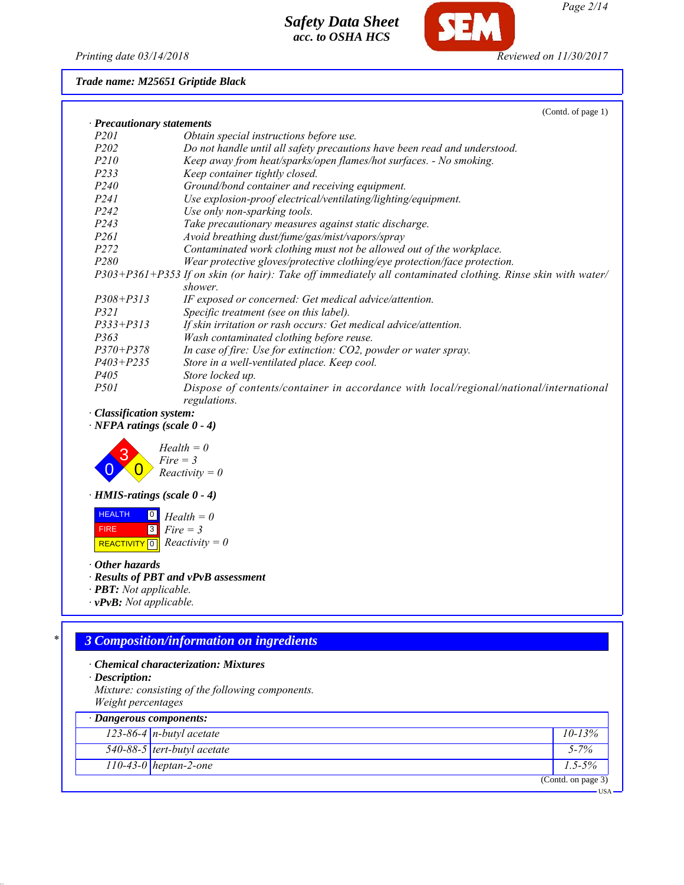**Safety Data Sheet**
**acc. to OSHA HCS**

Printing date 03/14/2018 Reviewed on 11/30/2017

**Trade name: M25651 Griptide Black**

(Contd. of page 1)

· **Precautionary statements**

| | |
|---|---|
| P201 | Obtain special instructions before use. |
| P202 | Do not handle until all safety precautions have been read and understood. |
| P210 | Keep away from heat/sparks/open flames/hot surfaces. - No smoking. |
| P233 | Keep container tightly closed. |
| P240 | Ground/bond container and receiving equipment. |
| P241 | Use explosion-proof electrical/ventilating/lighting/equipment. |
| P242 | Use only non-sparking tools. |
| P243 | Take precautionary measures against static discharge. |
| P261 | Avoid breathing dust/fume/gas/mist/vapors/spray |
| P272 | Contaminated work clothing must not be allowed out of the workplace. |
| P280 | Wear protective gloves/protective clothing/eye protection/face protection. |
| P303+P361+P353 | If on skin (or hair): Take off immediately all contaminated clothing. Rinse skin with water/shower. |
| P308+P313 | IF exposed or concerned: Get medical advice/attention. |
| P321 | Specific treatment (see on this label). |
| P333+P313 | If skin irritation or rash occurs: Get medical advice/attention. |
| P363 | Wash contaminated clothing before reuse. |
| P370+P378 | In case of fire: Use for extinction: CO2, powder or water spray. |
| P403+P235 | Store in a well-ventilated place. Keep cool. |
| P405 | Store locked up. |
| P501 | Dispose of contents/container in accordance with local/regional/national/international regulations. |

· **Classification system:**

· **NFPA ratings (scale 0 - 4)**

Health = 0
Fire = 3
Reactivity = 0

· **HMIS-ratings (scale 0 - 4)**

| | | |
|---|---|---|
| HEALTH | 0 | Health = 0 |
| FIRE | 3 | Fire = 3 |
| REACTIVITY | 0 | Reactivity = 0 |

· **Other hazards**

· **Results of PBT and vPvB assessment**

· **PBT:** Not applicable.

· **vPvB:** Not applicable.

## 3 Composition/information on ingredients

· **Chemical characterization: Mixtures**

· **Description:**

Mixture: consisting of the following components.
Weight percentages

· **Dangerous components:**

| | | |
|---|---|---|
| 123-86-4 | n-butyl acetate | 10-13% |
| 540-88-5 | tert-butyl acetate | 5-7% |
| 110-43-0 | heptan-2-one | 1.5-5% |

(Contd. on page 3)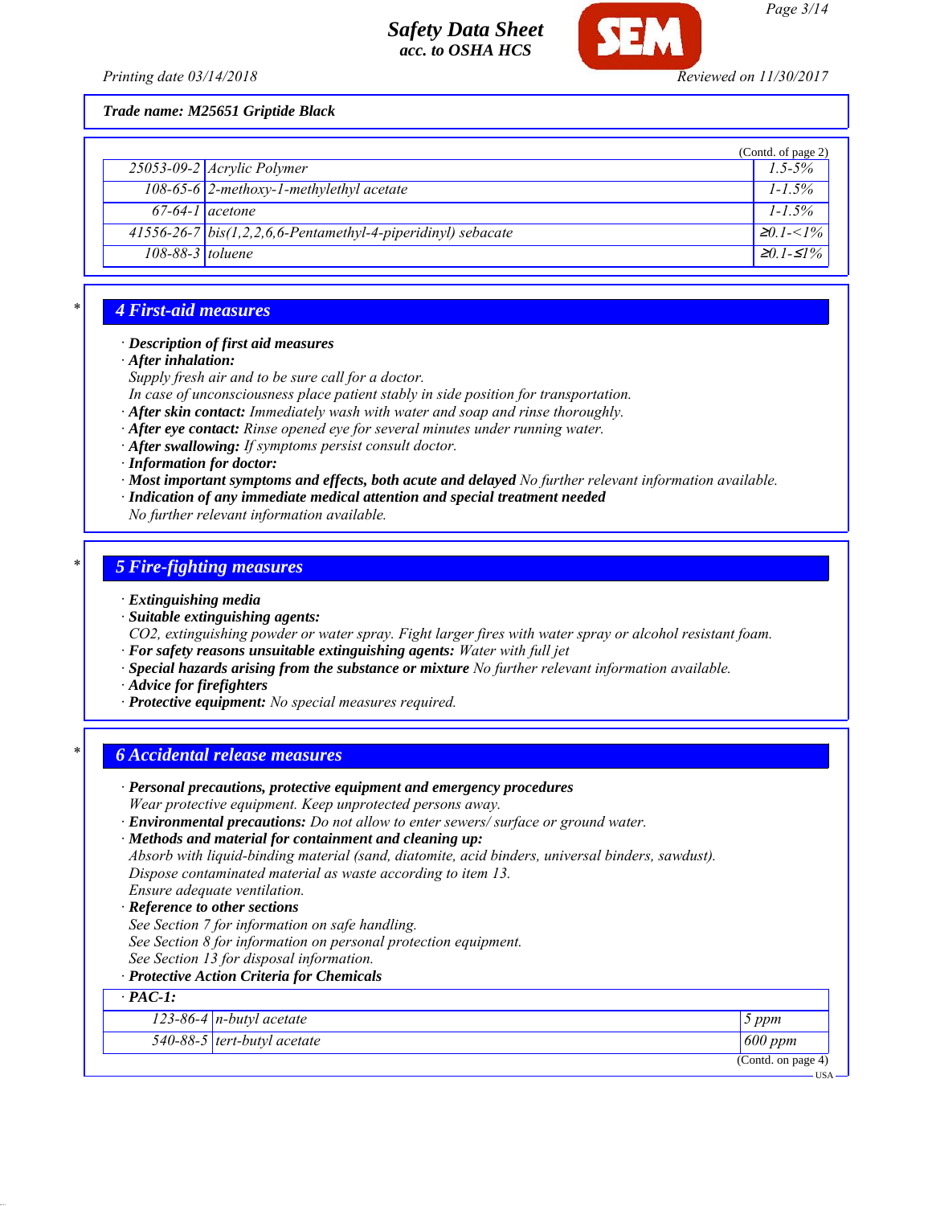**Trade name: M25651 Griptide Black**

(Contd. of page 2)

| | | |
|---|---|---|
| 25053-09-2 | Acrylic Polymer | 1.5-5% |
| 108-65-6 | 2-methoxy-1-methylethyl acetate | 1-1.5% |
| 67-64-1 | acetone | 1-1.5% |
| 41556-26-7 | bis(1,2,2,6,6-Pentamethyl-4-piperidinyl) sebacate | ≥0.1-<1% |
| 108-88-3 | toluene | ≥0.1-≤1% |

## 4 First-aid measures

· **Description of first aid measures**
· **After inhalation:**
Supply fresh air and to be sure call for a doctor.
In case of unconsciousness place patient stably in side position for transportation.
· **After skin contact:** Immediately wash with water and soap and rinse thoroughly.
· **After eye contact:** Rinse opened eye for several minutes under running water.
· **After swallowing:** If symptoms persist consult doctor.
· **Information for doctor:**
· **Most important symptoms and effects, both acute and delayed** No further relevant information available.
· **Indication of any immediate medical attention and special treatment needed**
No further relevant information available.

## 5 Fire-fighting measures

· **Extinguishing media**
· **Suitable extinguishing agents:**
CO2, extinguishing powder or water spray. Fight larger fires with water spray or alcohol resistant foam.
· **For safety reasons unsuitable extinguishing agents:** Water with full jet
· **Special hazards arising from the substance or mixture** No further relevant information available.
· **Advice for firefighters**
· **Protective equipment:** No special measures required.

## 6 Accidental release measures

· **Personal precautions, protective equipment and emergency procedures**
Wear protective equipment. Keep unprotected persons away.
· **Environmental precautions:** Do not allow to enter sewers/ surface or ground water.
· **Methods and material for containment and cleaning up:**
Absorb with liquid-binding material (sand, diatomite, acid binders, universal binders, sawdust).
Dispose contaminated material as waste according to item 13.
Ensure adequate ventilation.
· **Reference to other sections**
See Section 7 for information on safe handling.
See Section 8 for information on personal protection equipment.
See Section 13 for disposal information.
· **Protective Action Criteria for Chemicals**

| · **PAC-1:** | | |
|---|---|---|
| 123-86-4 | n-butyl acetate | 5 ppm |
| 540-88-5 | tert-butyl acetate | 600 ppm |

(Contd. on page 4)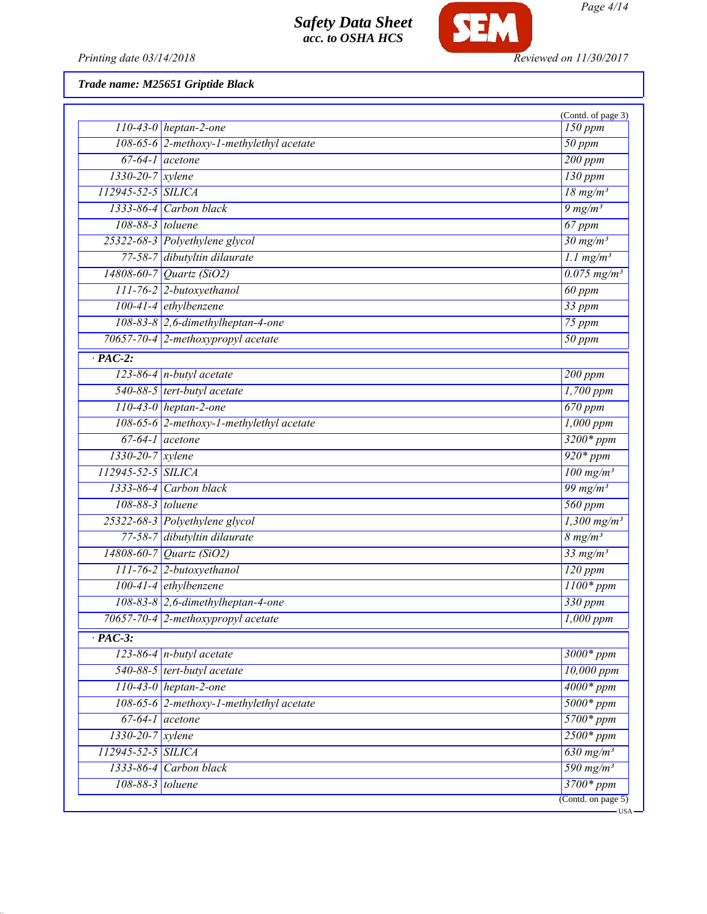**Trade name: M25651 Griptide Black**

(Contd. of page 3)

| | | |
|---|---|---|
| 110-43-0 | heptan-2-one | 150 ppm |
| 108-65-6 | 2-methoxy-1-methylethyl acetate | 50 ppm |
| 67-64-1 | acetone | 200 ppm |
| 1330-20-7 | xylene | 130 ppm |
| 112945-52-5 | SILICA | 18 mg/m³ |
| 1333-86-4 | Carbon black | 9 mg/m³ |
| 108-88-3 | toluene | 67 ppm |
| 25322-68-3 | Polyethylene glycol | 30 mg/m³ |
| 77-58-7 | dibutyltin dilaurate | 1.1 mg/m³ |
| 14808-60-7 | Quartz (SiO2) | 0.075 mg/m³ |
| 111-76-2 | 2-butoxyethanol | 60 ppm |
| 100-41-4 | ethylbenzene | 33 ppm |
| 108-83-8 | 2,6-dimethylheptan-4-one | 75 ppm |
| 70657-70-4 | 2-methoxypropyl acetate | 50 ppm |
| **· PAC-2:** | | |
| 123-86-4 | n-butyl acetate | 200 ppm |
| 540-88-5 | tert-butyl acetate | 1,700 ppm |
| 110-43-0 | heptan-2-one | 670 ppm |
| 108-65-6 | 2-methoxy-1-methylethyl acetate | 1,000 ppm |
| 67-64-1 | acetone | 3200* ppm |
| 1330-20-7 | xylene | 920* ppm |
| 112945-52-5 | SILICA | 100 mg/m³ |
| 1333-86-4 | Carbon black | 99 mg/m³ |
| 108-88-3 | toluene | 560 ppm |
| 25322-68-3 | Polyethylene glycol | 1,300 mg/m³ |
| 77-58-7 | dibutyltin dilaurate | 8 mg/m³ |
| 14808-60-7 | Quartz (SiO2) | 33 mg/m³ |
| 111-76-2 | 2-butoxyethanol | 120 ppm |
| 100-41-4 | ethylbenzene | 1100* ppm |
| 108-83-8 | 2,6-dimethylheptan-4-one | 330 ppm |
| 70657-70-4 | 2-methoxypropyl acetate | 1,000 ppm |
| **· PAC-3:** | | |
| 123-86-4 | n-butyl acetate | 3000* ppm |
| 540-88-5 | tert-butyl acetate | 10,000 ppm |
| 110-43-0 | heptan-2-one | 4000* ppm |
| 108-65-6 | 2-methoxy-1-methylethyl acetate | 5000* ppm |
| 67-64-1 | acetone | 5700* ppm |
| 1330-20-7 | xylene | 2500* ppm |
| 112945-52-5 | SILICA | 630 mg/m³ |
| 1333-86-4 | Carbon black | 590 mg/m³ |
| 108-88-3 | toluene | 3700* ppm |

(Contd. on page 5)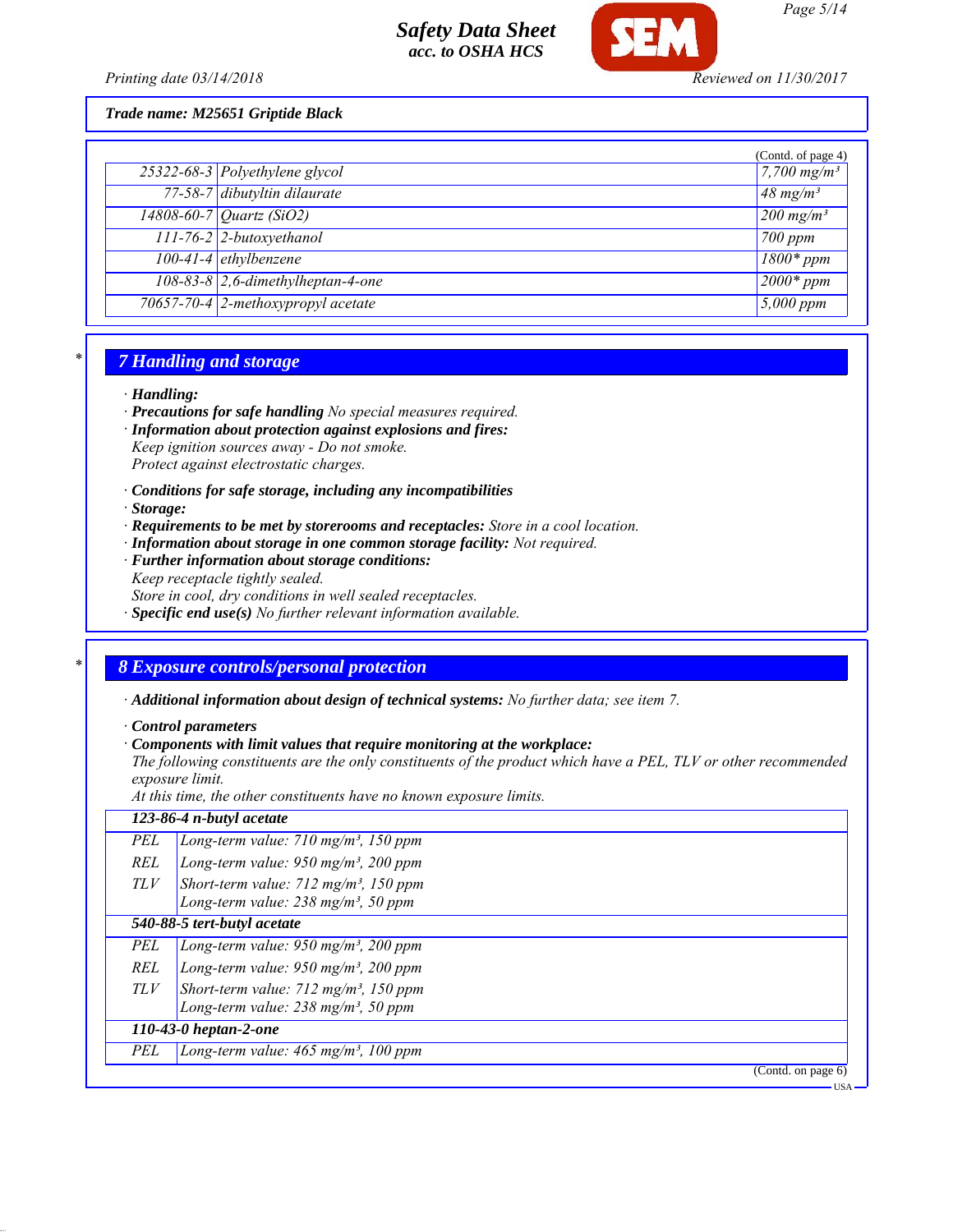Trade name: M25651 Griptide Black

(Contd. of page 4)

| | | |
|---|---|---|
| 25322-68-3 | Polyethylene glycol | 7,700 mg/m³ |
| 77-58-7 | dibutyltin dilaurate | 48 mg/m³ |
| 14808-60-7 | Quartz (SiO2) | 200 mg/m³ |
| 111-76-2 | 2-butoxyethanol | 700 ppm |
| 100-41-4 | ethylbenzene | 1800* ppm |
| 108-83-8 | 2,6-dimethylheptan-4-one | 2000* ppm |
| 70657-70-4 | 2-methoxypropyl acetate | 5,000 ppm |

## 7 Handling and storage

· **Handling:**
· **Precautions for safe handling** No special measures required.
· **Information about protection against explosions and fires:**
Keep ignition sources away - Do not smoke.
Protect against electrostatic charges.

· **Conditions for safe storage, including any incompatibilities**
· **Storage:**
· **Requirements to be met by storerooms and receptacles:** Store in a cool location.
· **Information about storage in one common storage facility:** Not required.
· **Further information about storage conditions:**
Keep receptacle tightly sealed.
Store in cool, dry conditions in well sealed receptacles.
· **Specific end use(s)** No further relevant information available.

## 8 Exposure controls/personal protection

· **Additional information about design of technical systems:** No further data; see item 7.

· **Control parameters**
· **Components with limit values that require monitoring at the workplace:**
The following constituents are the only constituents of the product which have a PEL, TLV or other recommended exposure limit.
At this time, the other constituents have no known exposure limits.

| **123-86-4 n-butyl acetate** | |
|---|---|
| PEL | Long-term value: 710 mg/m³, 150 ppm |
| REL | Long-term value: 950 mg/m³, 200 ppm |
| TLV | Short-term value: 712 mg/m³, 150 ppm<br>Long-term value: 238 mg/m³, 50 ppm |
| **540-88-5 tert-butyl acetate** | |
| PEL | Long-term value: 950 mg/m³, 200 ppm |
| REL | Long-term value: 950 mg/m³, 200 ppm |
| TLV | Short-term value: 712 mg/m³, 150 ppm<br>Long-term value: 238 mg/m³, 50 ppm |
| **110-43-0 heptan-2-one** | |
| PEL | Long-term value: 465 mg/m³, 100 ppm |

(Contd. on page 6)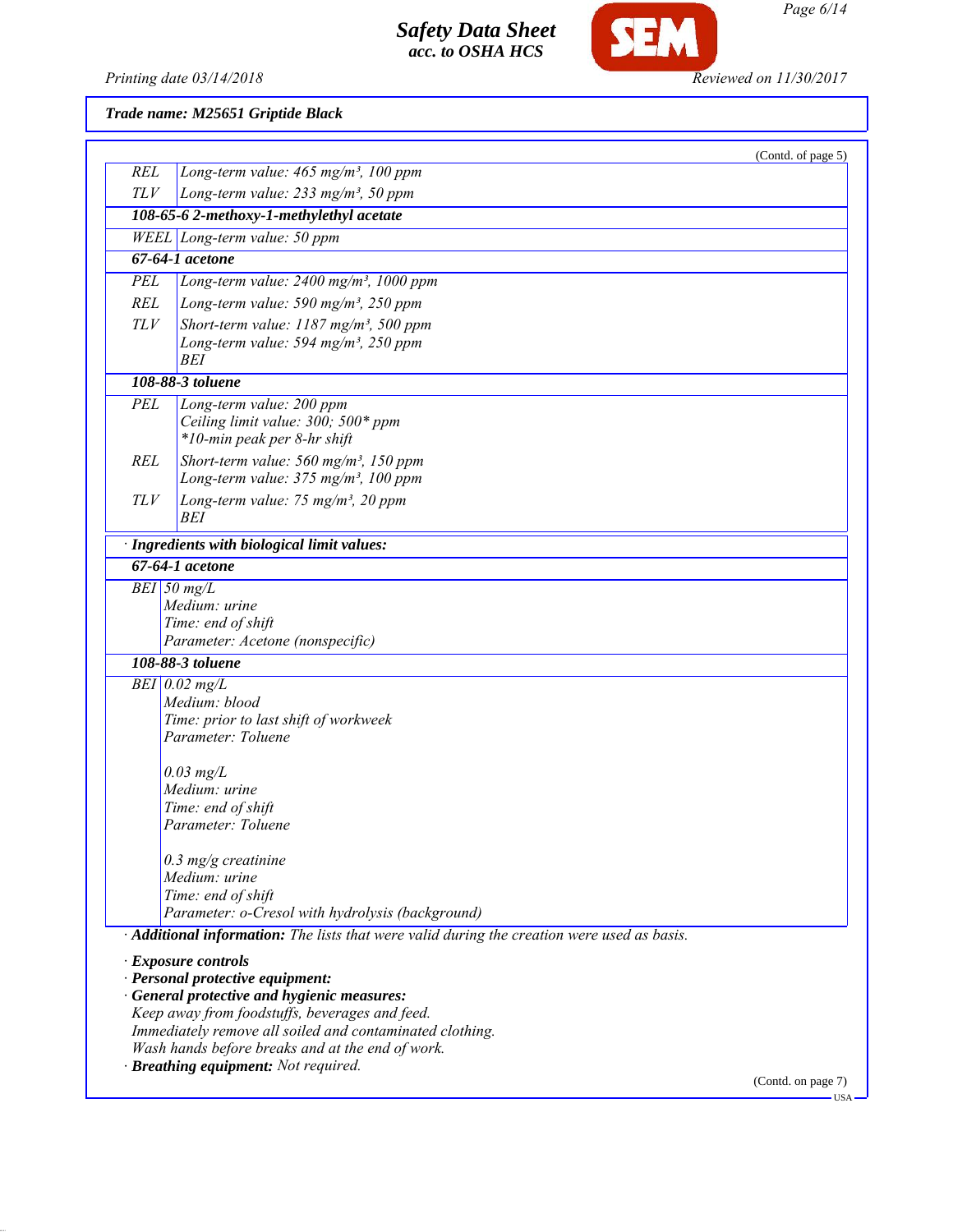**Trade name: M25651 Griptide Black**

(Contd. of page 5)

| | |
|---|---|
| REL | Long-term value: 465 mg/m³, 100 ppm |
| TLV | Long-term value: 233 mg/m³, 50 ppm |
| **108-65-6 2-methoxy-1-methylethyl acetate** | |
| WEEL | Long-term value: 50 ppm |
| **67-64-1 acetone** | |
| PEL | Long-term value: 2400 mg/m³, 1000 ppm |
| REL | Long-term value: 590 mg/m³, 250 ppm |
| TLV | Short-term value: 1187 mg/m³, 500 ppm<br>Long-term value: 594 mg/m³, 250 ppm<br>BEI |
| **108-88-3 toluene** | |
| PEL | Long-term value: 200 ppm<br>Ceiling limit value: 300; 500* ppm<br>*10-min peak per 8-hr shift |
| REL | Short-term value: 560 mg/m³, 150 ppm<br>Long-term value: 375 mg/m³, 100 ppm |
| TLV | Long-term value: 75 mg/m³, 20 ppm<br>BEI |

· **Ingredients with biological limit values:**

| | |
|---|---|
| **67-64-1 acetone** | |
| BEI | 50 mg/L<br>Medium: urine<br>Time: end of shift<br>Parameter: Acetone (nonspecific) |
| **108-88-3 toluene** | |
| BEI | 0.02 mg/L<br>Medium: blood<br>Time: prior to last shift of workweek<br>Parameter: Toluene<br><br>0.03 mg/L<br>Medium: urine<br>Time: end of shift<br>Parameter: Toluene<br><br>0.3 mg/g creatinine<br>Medium: urine<br>Time: end of shift<br>Parameter: o-Cresol with hydrolysis (background) |

· **Additional information:** The lists that were valid during the creation were used as basis.

· **Exposure controls**
· **Personal protective equipment:**
· **General protective and hygienic measures:**
Keep away from foodstuffs, beverages and feed.
Immediately remove all soiled and contaminated clothing.
Wash hands before breaks and at the end of work.
· **Breathing equipment:** Not required.

(Contd. on page 7)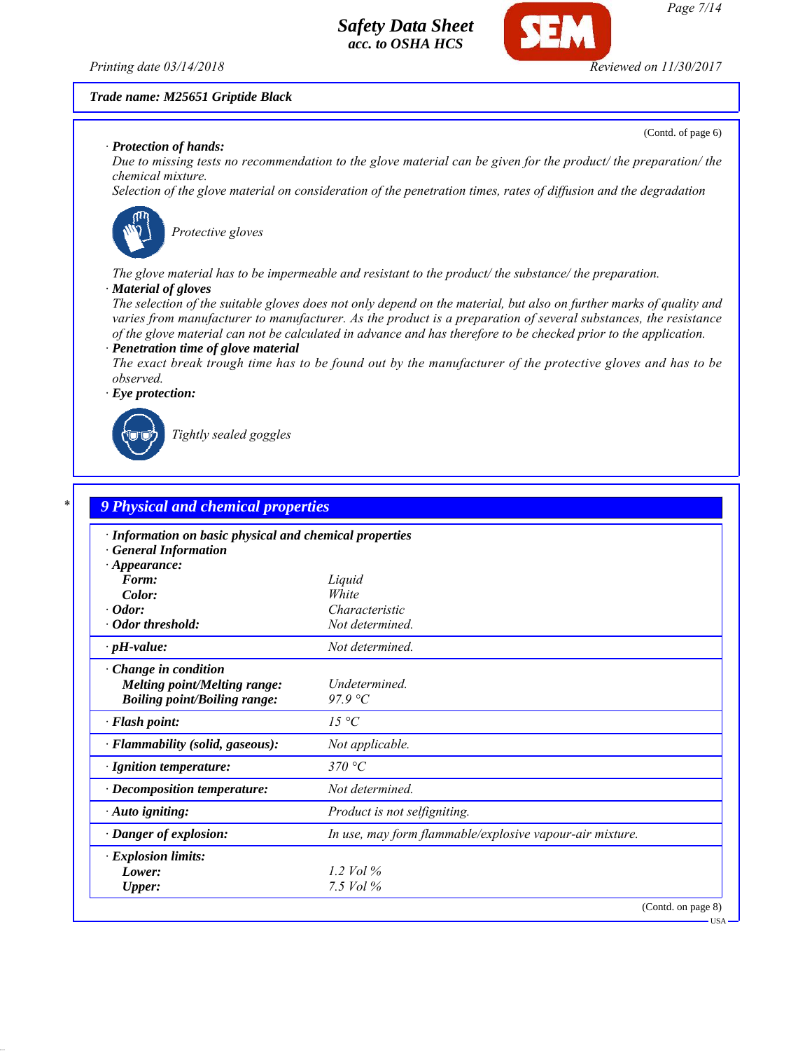Trade name: M25651 Griptide Black

(Contd. of page 6)

· **Protection of hands:**
*Due to missing tests no recommendation to the glove material can be given for the product/ the preparation/ the chemical mixture.*
*Selection of the glove material on consideration of the penetration times, rates of diffusion and the degradation*

*Protective gloves*

*The glove material has to be impermeable and resistant to the product/ the substance/ the preparation.*

· **Material of gloves**
*The selection of the suitable gloves does not only depend on the material, but also on further marks of quality and varies from manufacturer to manufacturer. As the product is a preparation of several substances, the resistance of the glove material can not be calculated in advance and has therefore to be checked prior to the application.*

· **Penetration time of glove material**
*The exact break trough time has to be found out by the manufacturer of the protective gloves and has to be observed.*

· **Eye protection:**

*Tightly sealed goggles*

## 9 Physical and chemical properties

| | |
|---|---|
| · **Information on basic physical and chemical properties** | |
| · **General Information** | |
| · **Appearance:** | |
| **Form:** | *Liquid* |
| **Color:** | *White* |
| · **Odor:** | *Characteristic* |
| · **Odor threshold:** | *Not determined.* |
| · **pH-value:** | *Not determined.* |
| · **Change in condition** | |
| **Melting point/Melting range:** | *Undetermined.* |
| **Boiling point/Boiling range:** | *97.9 °C* |
| · **Flash point:** | *15 °C* |
| · **Flammability (solid, gaseous):** | *Not applicable.* |
| · **Ignition temperature:** | *370 °C* |
| · **Decomposition temperature:** | *Not determined.* |
| · **Auto igniting:** | *Product is not selfigniting.* |
| · **Danger of explosion:** | *In use, may form flammable/explosive vapour-air mixture.* |
| · **Explosion limits:** | |
| **Lower:** | *1.2 Vol %* |
| **Upper:** | *7.5 Vol %* |

(Contd. on page 8)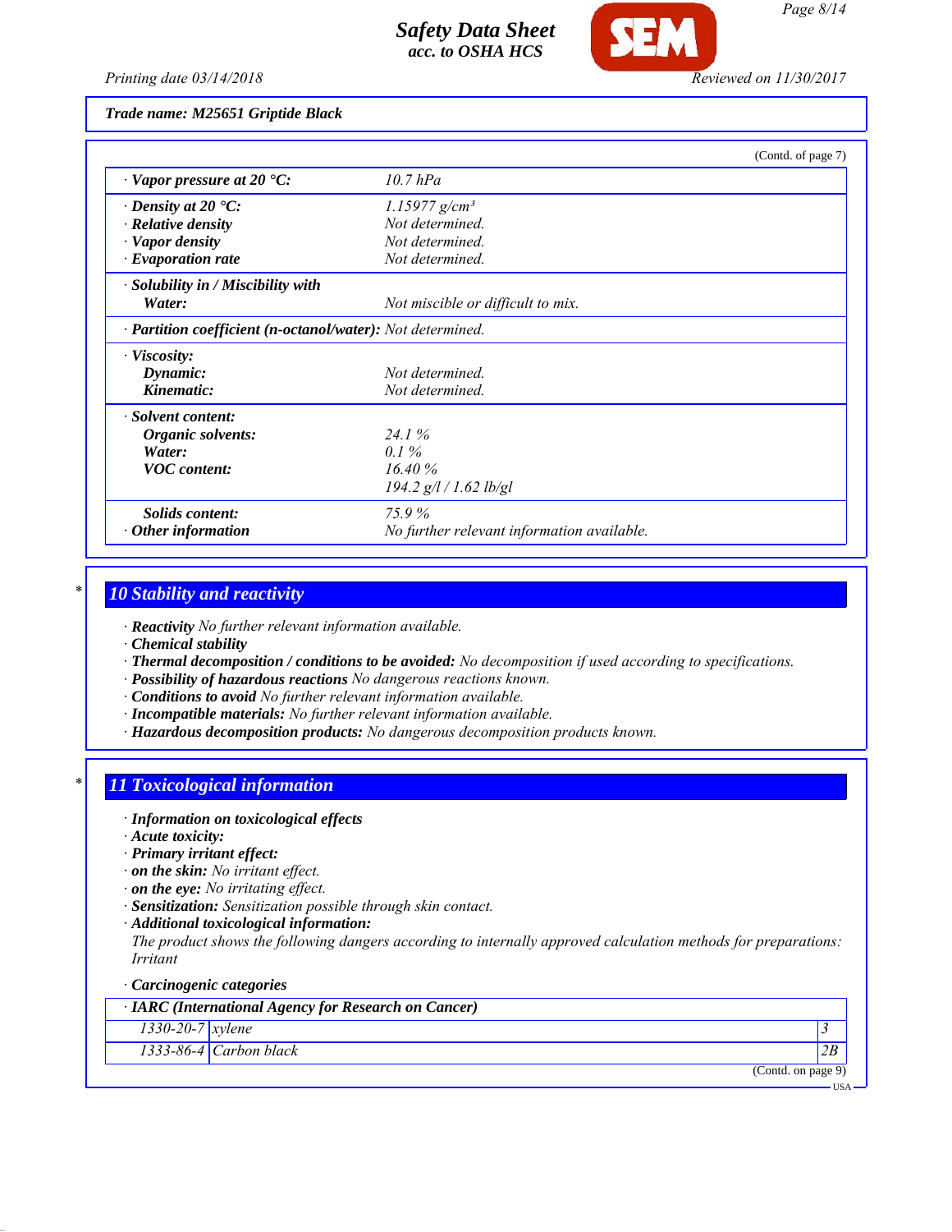**Trade name: M25651 Griptide Black**

(Contd. of page 7)

| | |
|---|---|
| · **Vapor pressure at 20 °C:** | 10.7 hPa |
| · **Density at 20 °C:** | 1.15977 g/cm³ |
| · **Relative density** | Not determined. |
| · **Vapor density** | Not determined. |
| · **Evaporation rate** | Not determined. |
| · **Solubility in / Miscibility with** | |
| **Water:** | Not miscible or difficult to mix. |
| · **Partition coefficient (n-octanol/water):** | Not determined. |
| · **Viscosity:** | |
| **Dynamic:** | Not determined. |
| **Kinematic:** | Not determined. |
| · **Solvent content:** | |
| **Organic solvents:** | 24.1 % |
| **Water:** | 0.1 % |
| **VOC content:** | 16.40 % |
| | 194.2 g/l / 1.62 lb/gl |
| **Solids content:** | 75.9 % |
| · **Other information** | No further relevant information available. |

## 10 Stability and reactivity

· **Reactivity** No further relevant information available.
· **Chemical stability**
· **Thermal decomposition / conditions to be avoided:** No decomposition if used according to specifications.
· **Possibility of hazardous reactions** No dangerous reactions known.
· **Conditions to avoid** No further relevant information available.
· **Incompatible materials:** No further relevant information available.
· **Hazardous decomposition products:** No dangerous decomposition products known.

## 11 Toxicological information

· **Information on toxicological effects**
· **Acute toxicity:**
· **Primary irritant effect:**
· **on the skin:** No irritant effect.
· **on the eye:** No irritating effect.
· **Sensitization:** Sensitization possible through skin contact.
· **Additional toxicological information:**
The product shows the following dangers according to internally approved calculation methods for preparations:
Irritant

· **Carcinogenic categories**

| · **IARC (International Agency for Research on Cancer)** | | |
|---|---|---|
| 1330-20-7 | xylene | 3 |
| 1333-86-4 | Carbon black | 2B |

(Contd. on page 9)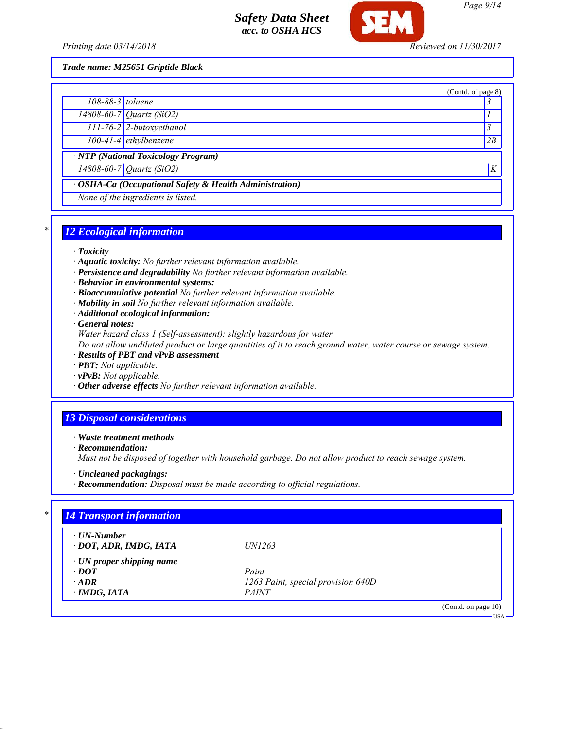Trade name: M25651 Griptide Black

(Contd. of page 8)

| | | |
|---|---|---|
| 108-88-3 | toluene | 3 |
| 14808-60-7 | Quartz ($SiO_2$) | 1 |
| 111-76-2 | 2-butoxyethanol | 3 |
| 100-41-4 | ethylbenzene | 2B |

**· NTP (National Toxicology Program)**

| | | |
|---|---|---|
| 14808-60-7 | Quartz ($SiO_2$) | K |

**· OSHA-Ca (Occupational Safety & Health Administration)**

None of the ingredients is listed.

## 12 Ecological information

- **Toxicity**
- **Aquatic toxicity:** No further relevant information available.
- **Persistence and degradability** No further relevant information available.
- **Behavior in environmental systems:**
- **Bioaccumulative potential** No further relevant information available.
- **Mobility in soil** No further relevant information available.
- **Additional ecological information:**
- **General notes:**
  Water hazard class 1 (Self-assessment): slightly hazardous for water
  Do not allow undiluted product or large quantities of it to reach ground water, water course or sewage system.
- **Results of PBT and vPvB assessment**
- **PBT:** Not applicable.
- **vPvB:** Not applicable.
- **Other adverse effects** No further relevant information available.

## 13 Disposal considerations

- **Waste treatment methods**
- **Recommendation:**
  Must not be disposed of together with household garbage. Do not allow product to reach sewage system.
- **Uncleaned packagings:**
- **Recommendation:** Disposal must be made according to official regulations.

## 14 Transport information

| | |
|---|---|
| **· UN-Number** | |
| **· DOT, ADR, IMDG, IATA** | UN1263 |
| **· UN proper shipping name** | |
| **· DOT** | Paint |
| **· ADR** | 1263 Paint, special provision 640D |
| **· IMDG, IATA** | PAINT |

(Contd. on page 10)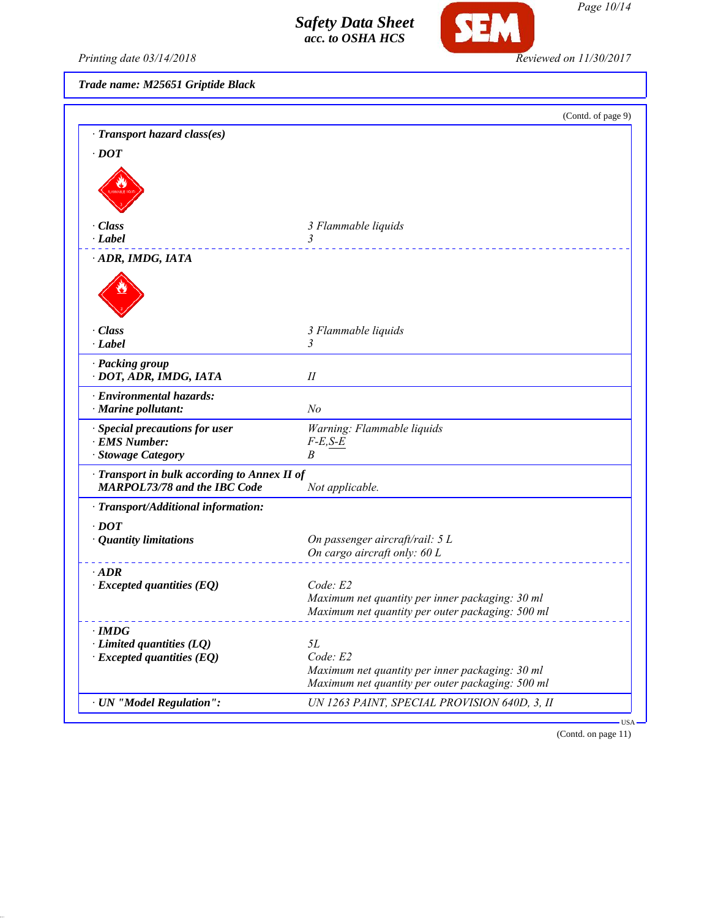**Trade name: M25651 Griptide Black**

(Contd. of page 9)

· **Transport hazard class(es)**

· **DOT**

| | |
|---|---|
| · **Class** | 3 Flammable liquids |
| · **Label** | 3 |

· **ADR, IMDG, IATA**

| | |
|---|---|
| · **Class** | 3 Flammable liquids |
| · **Label** | 3 |
| · **Packing group** | |
| · **DOT, ADR, IMDG, IATA** | II |
| · **Environmental hazards:** | |
| · **Marine pollutant:** | No |
| · **Special precautions for user** | Warning: Flammable liquids |
| · **EMS Number:** | F-E,S-E |
| · **Stowage Category** | B |
| · **Transport in bulk according to Annex II of MARPOL73/78 and the IBC Code** | Not applicable. |

· **Transport/Additional information:**

· **DOT**

| | |
|---|---|
| · **Quantity limitations** | On passenger aircraft/rail: 5 L<br>On cargo aircraft only: 60 L |

· **ADR**

| | |
|---|---|
| · **Excepted quantities (EQ)** | Code: E2<br>Maximum net quantity per inner packaging: 30 ml<br>Maximum net quantity per outer packaging: 500 ml |

· **IMDG**

| | |
|---|---|
| · **Limited quantities (LQ)** | 5L |
| · **Excepted quantities (EQ)** | Code: E2<br>Maximum net quantity per inner packaging: 30 ml<br>Maximum net quantity per outer packaging: 500 ml |
| · **UN "Model Regulation":** | UN 1263 PAINT, SPECIAL PROVISION 640D, 3, II |

USA

(Contd. on page 11)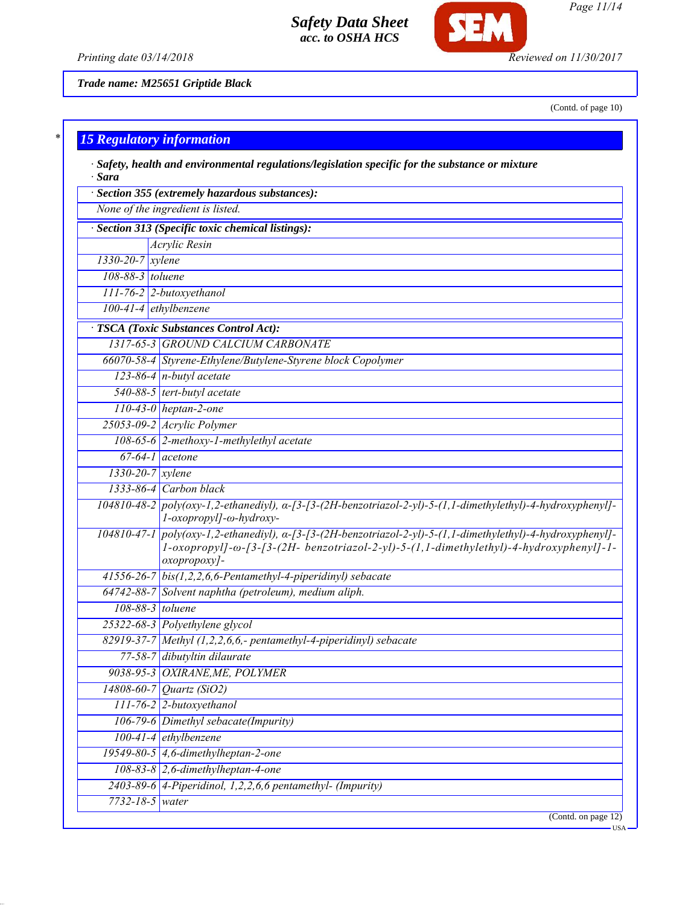Trade name: M25651 Griptide Black

(Contd. of page 10)

## 15 Regulatory information

· **Safety, health and environmental regulations/legislation specific for the substance or mixture**

· **Sara**

| · **Section 355 (extremely hazardous substances):** |
|---|
| None of the ingredient is listed. |

| · **Section 313 (Specific toxic chemical listings):** | |
|---|---|
| | Acrylic Resin |
| 1330-20-7 | xylene |
| 108-88-3 | toluene |
| 111-76-2 | 2-butoxyethanol |
| 100-41-4 | ethylbenzene |

| · **TSCA (Toxic Substances Control Act):** | |
|---|---|
| 1317-65-3 | GROUND CALCIUM CARBONATE |
| 66070-58-4 | Styrene-Ethylene/Butylene-Styrene block Copolymer |
| 123-86-4 | n-butyl acetate |
| 540-88-5 | tert-butyl acetate |
| 110-43-0 | heptan-2-one |
| 25053-09-2 | Acrylic Polymer |
| 108-65-6 | 2-methoxy-1-methylethyl acetate |
| 67-64-1 | acetone |
| 1330-20-7 | xylene |
| 1333-86-4 | Carbon black |
| 104810-48-2 | poly(oxy-1,2-ethanediyl), α-[3-[3-(2H-benzotriazol-2-yl)-5-(1,1-dimethylethyl)-4-hydroxyphenyl]-1-oxopropyl]-ω-hydroxy- |
| 104810-47-1 | poly(oxy-1,2-ethanediyl), α-[3-[3-(2H-benzotriazol-2-yl)-5-(1,1-dimethylethyl)-4-hydroxyphenyl]-1-oxopropyl]-ω-[3-[3-(2H- benzotriazol-2-yl)-5-(1,1-dimethylethyl)-4-hydroxyphenyl]-1-oxopropoxy]- |
| 41556-26-7 | bis(1,2,2,6,6-Pentamethyl-4-piperidinyl) sebacate |
| 64742-88-7 | Solvent naphtha (petroleum), medium aliph. |
| 108-88-3 | toluene |
| 25322-68-3 | Polyethylene glycol |
| 82919-37-7 | Methyl (1,2,2,6,6,- pentamethyl-4-piperidinyl) sebacate |
| 77-58-7 | dibutyltin dilaurate |
| 9038-95-3 | OXIRANE,ME, POLYMER |
| 14808-60-7 | Quartz ($SiO_2$) |
| 111-76-2 | 2-butoxyethanol |
| 106-79-6 | Dimethyl sebacate(Impurity) |
| 100-41-4 | ethylbenzene |
| 19549-80-5 | 4,6-dimethylheptan-2-one |
| 108-83-8 | 2,6-dimethylheptan-4-one |
| 2403-89-6 | 4-Piperidinol, 1,2,2,6,6 pentamethyl- (Impurity) |
| 7732-18-5 | water |

(Contd. on page 12)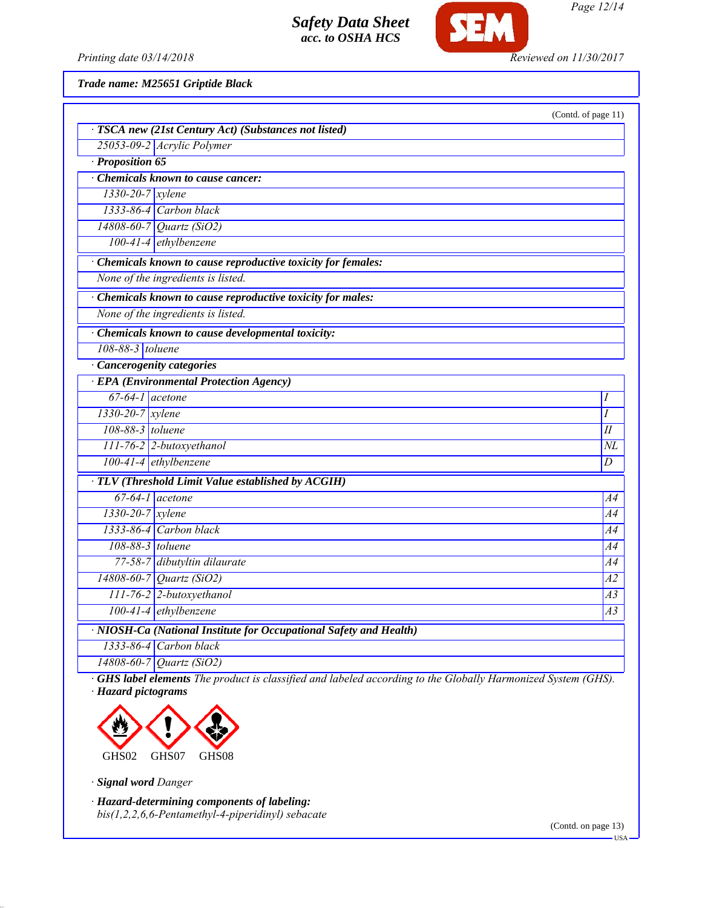*Trade name: M25651 Griptide Black*

(Contd. of page 11)

**· TSCA new (21st Century Act) (Substances not listed)**

| | |
|---|---|
| 25053-09-2 | Acrylic Polymer |

**· Proposition 65**

**· Chemicals known to cause cancer:**

| | |
|---|---|
| 1330-20-7 | xylene |
| 1333-86-4 | Carbon black |
| 14808-60-7 | Quartz (SiO2) |
| 100-41-4 | ethylbenzene |

**· Chemicals known to cause reproductive toxicity for females:**

None of the ingredients is listed.

**· Chemicals known to cause reproductive toxicity for males:**

None of the ingredients is listed.

**· Chemicals known to cause developmental toxicity:**

| | |
|---|---|
| 108-88-3 | toluene |

**· Cancerogenity categories**

**· EPA (Environmental Protection Agency)**

| | | |
|---|---|---|
| 67-64-1 | acetone | I |
| 1330-20-7 | xylene | I |
| 108-88-3 | toluene | II |
| 111-76-2 | 2-butoxyethanol | NL |
| 100-41-4 | ethylbenzene | D |

**· TLV (Threshold Limit Value established by ACGIH)**

| | | |
|---|---|---|
| 67-64-1 | acetone | A4 |
| 1330-20-7 | xylene | A4 |
| 1333-86-4 | Carbon black | A4 |
| 108-88-3 | toluene | A4 |
| 77-58-7 | dibutyltin dilaurate | A4 |
| 14808-60-7 | Quartz (SiO2) | A2 |
| 111-76-2 | 2-butoxyethanol | A3 |
| 100-41-4 | ethylbenzene | A3 |

**· NIOSH-Ca (National Institute for Occupational Safety and Health)**

| | |
|---|---|
| 1333-86-4 | Carbon black |
| 14808-60-7 | Quartz (SiO2) |

**· GHS label elements** *The product is classified and labeled according to the Globally Harmonized System (GHS).*

**· Hazard pictograms**

GHS02 GHS07 GHS08

**· Signal word** *Danger*

**· Hazard-determining components of labeling:**

*bis(1,2,2,6,6-Pentamethyl-4-piperidinyl) sebacate*

(Contd. on page 13)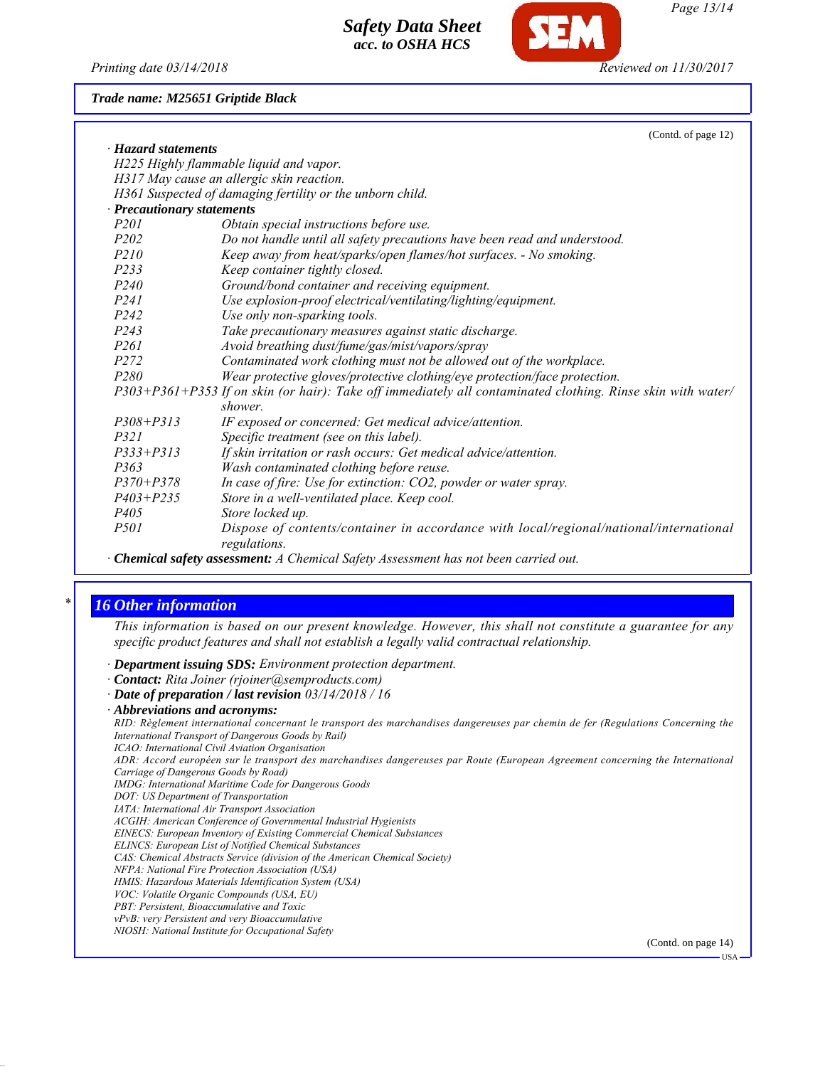Trade name: M25651 Griptide Black

(Contd. of page 12)

· **Hazard statements**

H225 Highly flammable liquid and vapor.
H317 May cause an allergic skin reaction.
H361 Suspected of damaging fertility or the unborn child.

· **Precautionary statements**

| | |
|---|---|
| P201 | Obtain special instructions before use. |
| P202 | Do not handle until all safety precautions have been read and understood. |
| P210 | Keep away from heat/sparks/open flames/hot surfaces. - No smoking. |
| P233 | Keep container tightly closed. |
| P240 | Ground/bond container and receiving equipment. |
| P241 | Use explosion-proof electrical/ventilating/lighting/equipment. |
| P242 | Use only non-sparking tools. |
| P243 | Take precautionary measures against static discharge. |
| P261 | Avoid breathing dust/fume/gas/mist/vapors/spray |
| P272 | Contaminated work clothing must not be allowed out of the workplace. |
| P280 | Wear protective gloves/protective clothing/eye protection/face protection. |
| P303+P361+P353 | If on skin (or hair): Take off immediately all contaminated clothing. Rinse skin with water/shower. |
| P308+P313 | IF exposed or concerned: Get medical advice/attention. |
| P321 | Specific treatment (see on this label). |
| P333+P313 | If skin irritation or rash occurs: Get medical advice/attention. |
| P363 | Wash contaminated clothing before reuse. |
| P370+P378 | In case of fire: Use for extinction: CO2, powder or water spray. |
| P403+P235 | Store in a well-ventilated place. Keep cool. |
| P405 | Store locked up. |
| P501 | Dispose of contents/container in accordance with local/regional/national/international regulations. |

· **Chemical safety assessment:** A Chemical Safety Assessment has not been carried out.

## 16 Other information

This information is based on our present knowledge. However, this shall not constitute a guarantee for any specific product features and shall not establish a legally valid contractual relationship.

· **Department issuing SDS:** Environment protection department.
· **Contact:** Rita Joiner (rjoiner@semproducts.com)
· **Date of preparation / last revision** 03/14/2018 / 16
· **Abbreviations and acronyms:**

RID: Règlement international concernant le transport des marchandises dangereuses par chemin de fer (Regulations Concerning the International Transport of Dangerous Goods by Rail)
ICAO: International Civil Aviation Organisation
ADR: Accord européen sur le transport des marchandises dangereuses par Route (European Agreement concerning the International Carriage of Dangerous Goods by Road)
IMDG: International Maritime Code for Dangerous Goods
DOT: US Department of Transportation
IATA: International Air Transport Association
ACGIH: American Conference of Governmental Industrial Hygienists
EINECS: European Inventory of Existing Commercial Chemical Substances
ELINCS: European List of Notified Chemical Substances
CAS: Chemical Abstracts Service (division of the American Chemical Society)
NFPA: National Fire Protection Association (USA)
HMIS: Hazardous Materials Identification System (USA)
VOC: Volatile Organic Compounds (USA, EU)
PBT: Persistent, Bioaccumulative and Toxic
vPvB: very Persistent and very Bioaccumulative
NIOSH: National Institute for Occupational Safety

(Contd. on page 14)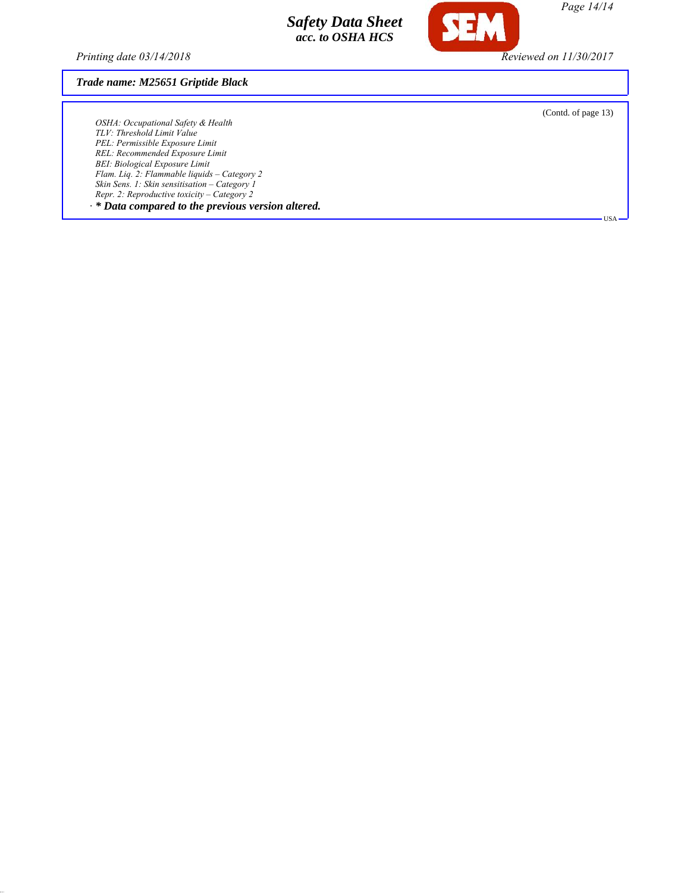**Trade name: M25651 Griptide Black**

(Contd. of page 13)

*OSHA: Occupational Safety & Health*
*TLV: Threshold Limit Value*
*PEL: Permissible Exposure Limit*
*REL: Recommended Exposure Limit*
*BEI: Biological Exposure Limit*
*Flam. Liq. 2: Flammable liquids – Category 2*
*Skin Sens. 1: Skin sensitisation – Category 1*
*Repr. 2: Reproductive toxicity – Category 2*

· ***** **Data compared to the previous version altered.***

USA